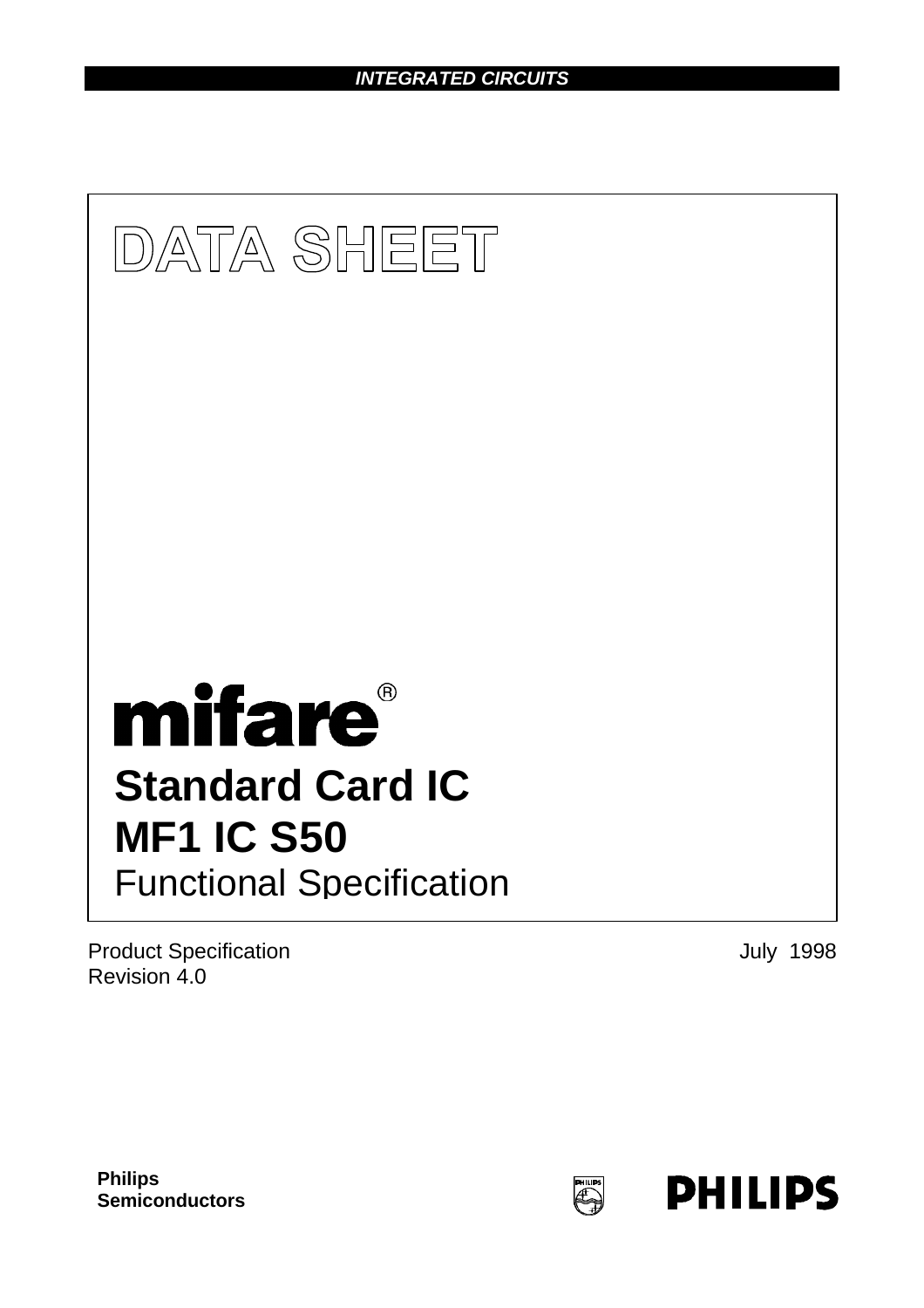**INTEGRATED CIRCUITS**

# DATA SHEET

# mifare®

# Standard Card IC
# MF1 IC S50
## Functional Specification

Product Specification
Revision 4.0

July 1998

**Philips Semiconductors**

**PHILIPS**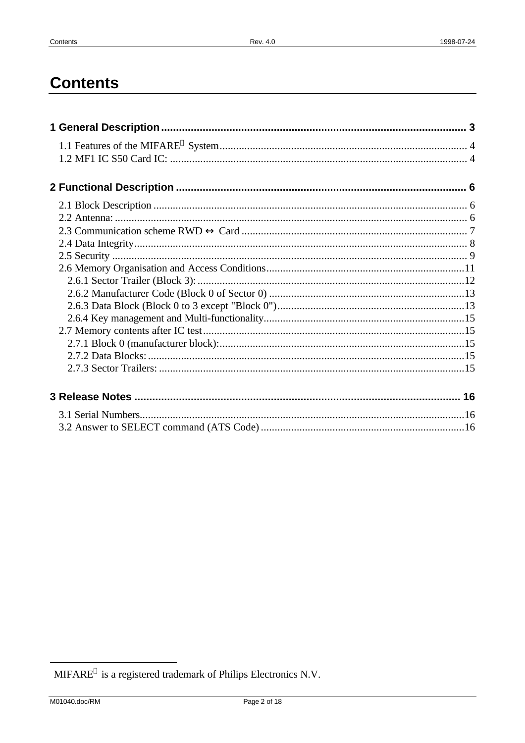# Contents

**1 General Description** ........................................................................................................ **3**

- 1.1 Features of the MIFARE® System ........................................................................................ 4
- 1.2 MF1 IC S50 Card IC: ........................................................................................................... 4

**2 Functional Description** .................................................................................................. **6**

- 2.1 Block Description ................................................................................................................. 6
- 2.2 Antenna: ............................................................................................................................... 6
- 2.3 Communication scheme RWD ↔ Card ................................................................................. 7
- 2.4 Data Integrity ........................................................................................................................ 8
- 2.5 Security ................................................................................................................................ 9
- 2.6 Memory Organisation and Access Conditions ........................................................................ 11
  - 2.6.1 Sector Trailer (Block 3): ................................................................................................ 12
  - 2.6.2 Manufacturer Code (Block 0 of Sector 0) ....................................................................... 13
  - 2.6.3 Data Block (Block 0 to 3 except "Block 0") .................................................................... 13
  - 2.6.4 Key management and Multi-functionality ......................................................................... 15
- 2.7 Memory contents after IC test ............................................................................................... 15
  - 2.7.1 Block 0 (manufacturer block): ......................................................................................... 15
  - 2.7.2 Data Blocks: .................................................................................................................. 15
  - 2.7.3 Sector Trailers: .............................................................................................................. 15

**3 Release Notes** ............................................................................................................. **16**

- 3.1 Serial Numbers ..................................................................................................................... 16
- 3.2 Answer to SELECT command (ATS Code) ........................................................................... 16

---

MIFARE® is a registered trademark of Philips Electronics N.V.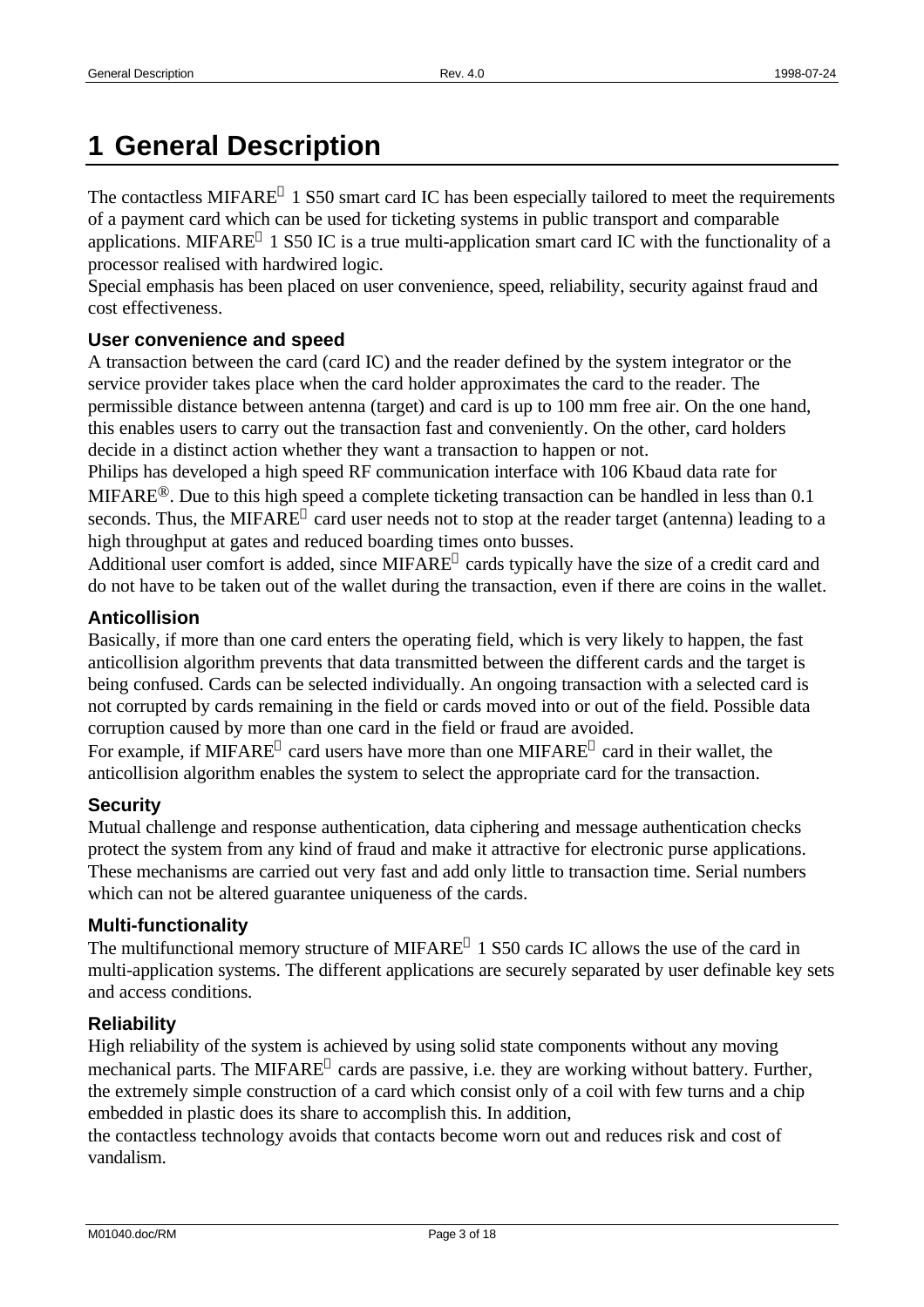# 1 General Description

The contactless MIFARE® 1 S50 smart card IC has been especially tailored to meet the requirements of a payment card which can be used for ticketing systems in public transport and comparable applications. MIFARE® 1 S50 IC is a true multi-application smart card IC with the functionality of a processor realised with hardwired logic.
Special emphasis has been placed on user convenience, speed, reliability, security against fraud and cost effectiveness.

### User convenience and speed

A transaction between the card (card IC) and the reader defined by the system integrator or the service provider takes place when the card holder approximates the card to the reader. The permissible distance between antenna (target) and card is up to 100 mm free air. On the one hand, this enables users to carry out the transaction fast and conveniently. On the other, card holders decide in a distinct action whether they want a transaction to happen or not.
Philips has developed a high speed RF communication interface with 106 Kbaud data rate for MIFARE®. Due to this high speed a complete ticketing transaction can be handled in less than 0.1 seconds. Thus, the MIFARE® card user needs not to stop at the reader target (antenna) leading to a high throughput at gates and reduced boarding times onto busses.
Additional user comfort is added, since MIFARE® cards typically have the size of a credit card and do not have to be taken out of the wallet during the transaction, even if there are coins in the wallet.

### Anticollision

Basically, if more than one card enters the operating field, which is very likely to happen, the fast anticollision algorithm prevents that data transmitted between the different cards and the target is being confused. Cards can be selected individually. An ongoing transaction with a selected card is not corrupted by cards remaining in the field or cards moved into or out of the field. Possible data corruption caused by more than one card in the field or fraud are avoided.
For example, if MIFARE® card users have more than one MIFARE® card in their wallet, the anticollision algorithm enables the system to select the appropriate card for the transaction.

### Security

Mutual challenge and response authentication, data ciphering and message authentication checks protect the system from any kind of fraud and make it attractive for electronic purse applications. These mechanisms are carried out very fast and add only little to transaction time. Serial numbers which can not be altered guarantee uniqueness of the cards.

### Multi-functionality

The multifunctional memory structure of MIFARE® 1 S50 cards IC allows the use of the card in multi-application systems. The different applications are securely separated by user definable key sets and access conditions.

### Reliability

High reliability of the system is achieved by using solid state components without any moving mechanical parts. The MIFARE® cards are passive, i.e. they are working without battery. Further, the extremely simple construction of a card which consist only of a coil with few turns and a chip embedded in plastic does its share to accomplish this. In addition,
the contactless technology avoids that contacts become worn out and reduces risk and cost of vandalism.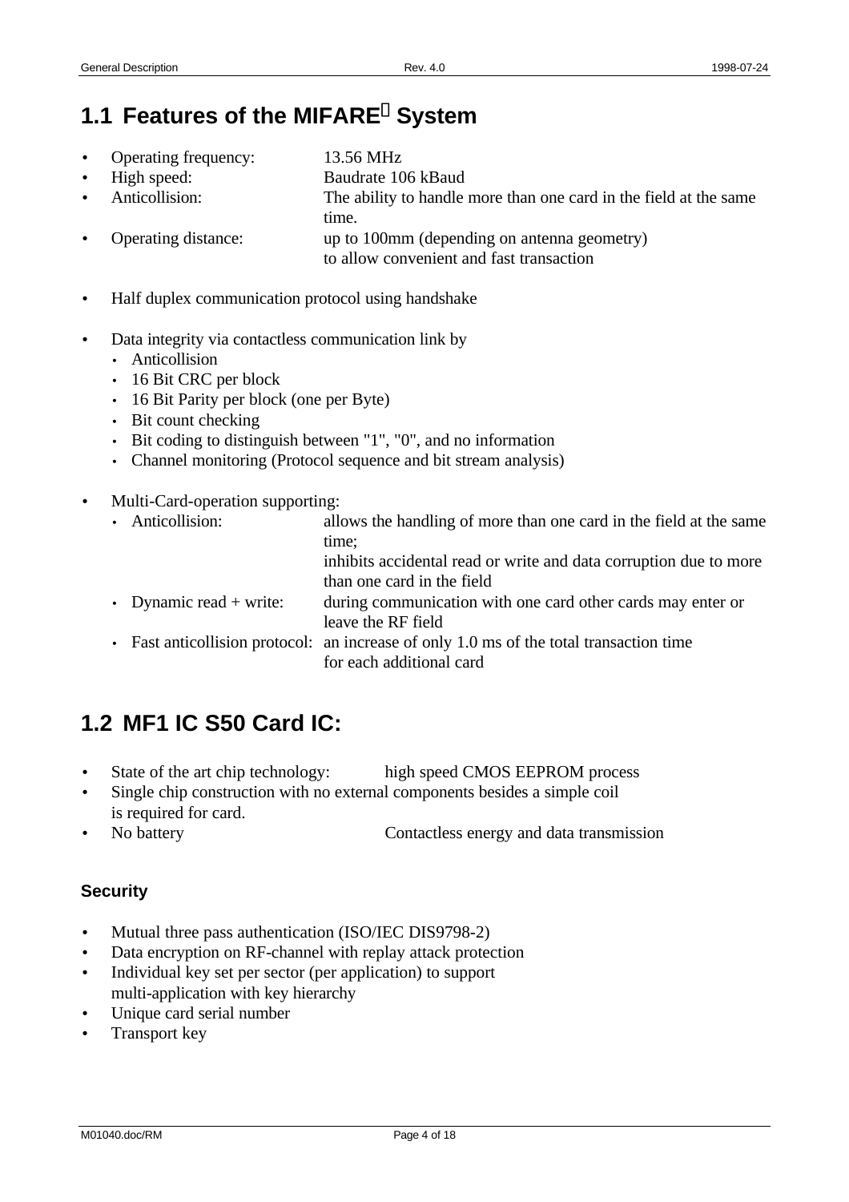## 1.1 Features of the MIFARE® System

- Operating frequency: 13.56 MHz
- High speed: Baudrate 106 kBaud
- Anticollision: The ability to handle more than one card in the field at the same time.
- Operating distance: up to 100mm (depending on antenna geometry) to allow convenient and fast transaction

- Half duplex communication protocol using handshake

- Data integrity via contactless communication link by
  - Anticollision
  - 16 Bit CRC per block
  - 16 Bit Parity per block (one per Byte)
  - Bit count checking
  - Bit coding to distinguish between "1", "0", and no information
  - Channel monitoring (Protocol sequence and bit stream analysis)

- Multi-Card-operation supporting:
  - Anticollision: allows the handling of more than one card in the field at the same time; inhibits accidental read or write and data corruption due to more than one card in the field
  - Dynamic read + write: during communication with one card other cards may enter or leave the RF field
  - Fast anticollision protocol: an increase of only 1.0 ms of the total transaction time for each additional card

## 1.2 MF1 IC S50 Card IC:

- State of the art chip technology: high speed CMOS EEPROM process
- Single chip construction with no external components besides a simple coil is required for card.
- No battery Contactless energy and data transmission

### Security

- Mutual three pass authentication (ISO/IEC DIS9798-2)
- Data encryption on RF-channel with replay attack protection
- Individual key set per sector (per application) to support multi-application with key hierarchy
- Unique card serial number
- Transport key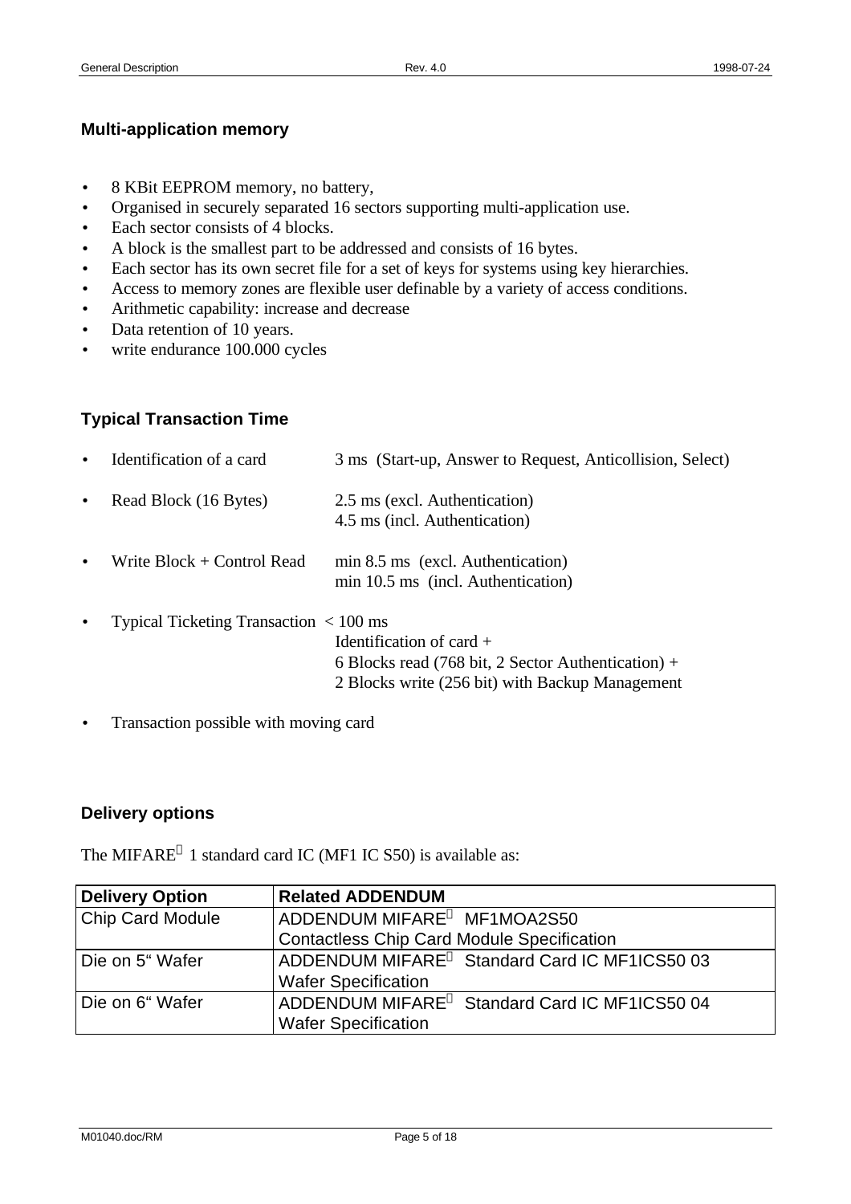## Multi-application memory

- 8 KBit EEPROM memory, no battery,
- Organised in securely separated 16 sectors supporting multi-application use.
- Each sector consists of 4 blocks.
- A block is the smallest part to be addressed and consists of 16 bytes.
- Each sector has its own secret file for a set of keys for systems using key hierarchies.
- Access to memory zones are flexible user definable by a variety of access conditions.
- Arithmetic capability: increase and decrease
- Data retention of 10 years.
- write endurance 100.000 cycles

## Typical Transaction Time

- Identification of a card — 3 ms (Start-up, Answer to Request, Anticollision, Select)
- Read Block (16 Bytes) — 2.5 ms (excl. Authentication)
  4.5 ms (incl. Authentication)
- Write Block + Control Read — min 8.5 ms (excl. Authentication)
  min 10.5 ms (incl. Authentication)
- Typical Ticketing Transaction < 100 ms
  Identification of card +
  6 Blocks read (768 bit, 2 Sector Authentication) +
  2 Blocks write (256 bit) with Backup Management
- Transaction possible with moving card

## Delivery options

The MIFARE® 1 standard card IC (MF1 IC S50) is available as:

| Delivery Option | Related ADDENDUM |
| --- | --- |
| Chip Card Module | ADDENDUM MIFARE® MF1MOA2S50 Contactless Chip Card Module Specification |
| Die on 5" Wafer | ADDENDUM MIFARE® Standard Card IC MF1ICS50 03 Wafer Specification |
| Die on 6" Wafer | ADDENDUM MIFARE® Standard Card IC MF1ICS50 04 Wafer Specification |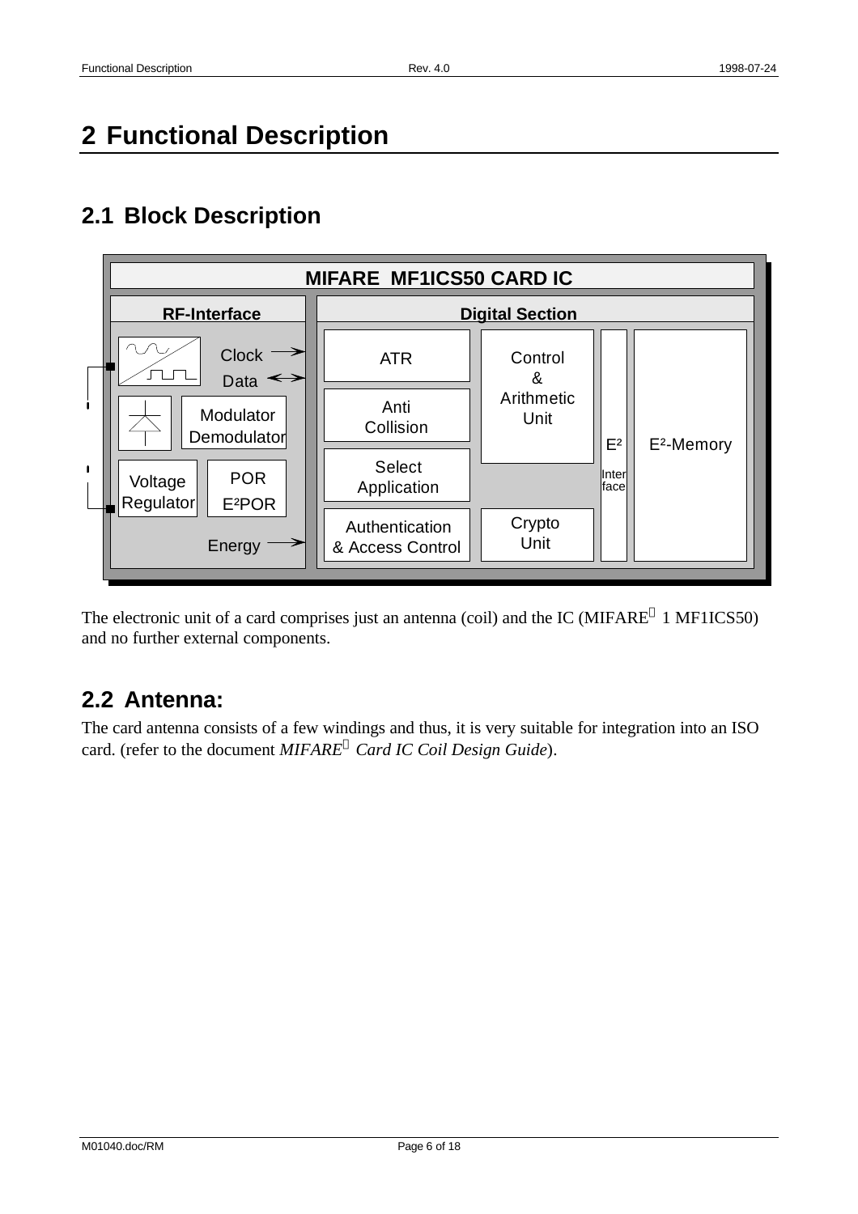# 2 Functional Description

## 2.1 Block Description

**MIFARE MF1ICS50 CARD IC**

**RF-Interface**: Clock, Data, Modulator Demodulator, Voltage Regulator, POR E²POR, Energy

**Digital Section**: ATR, Anti Collision, Select Application, Authentication & Access Control, Control & Arithmetic Unit, Crypto Unit, E² Interface, E²-Memory

The electronic unit of a card comprises just an antenna (coil) and the IC (MIFARE® 1 MF1ICS50) and no further external components.

## 2.2 Antenna:

The card antenna consists of a few windings and thus, it is very suitable for integration into an ISO card. (refer to the document *MIFARE® Card IC Coil Design Guide*).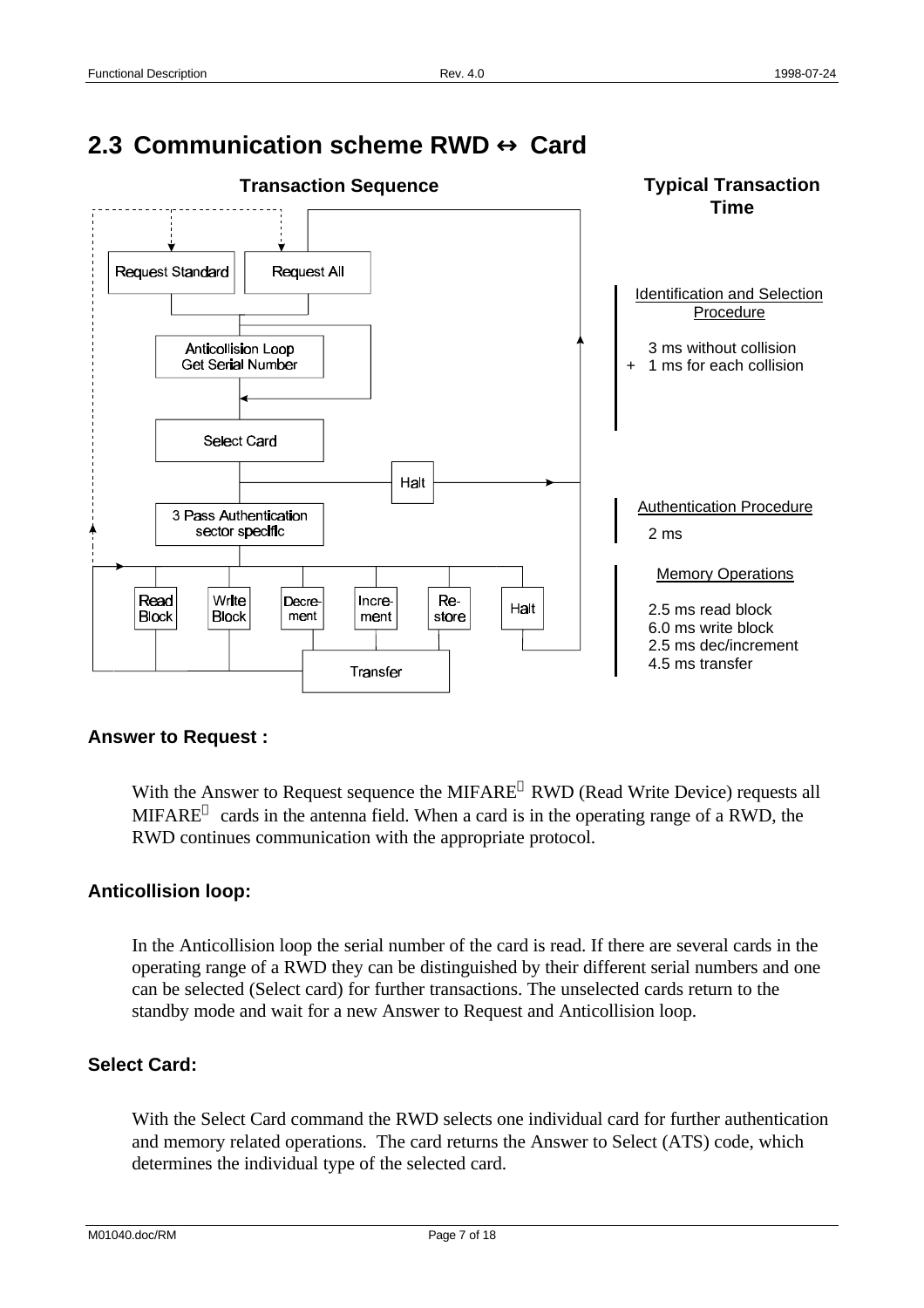## 2.3 Communication scheme RWD ↔ Card

**Transaction Sequence**

Request Standard | Request All

Anticollision Loop
Get Serial Number

Select Card

Halt

3 Pass Authentication
sector specific

Read Block | Write Block | Decrement | Increment | Restore | Halt

Transfer

**Typical Transaction Time**

Identification and Selection Procedure

3 ms without collision
+ 1 ms for each collision

Authentication Procedure

2 ms

Memory Operations

2.5 ms read block
6.0 ms write block
2.5 ms dec/increment
4.5 ms transfer

### Answer to Request :

With the Answer to Request sequence the MIFARE® RWD (Read Write Device) requests all MIFARE® cards in the antenna field. When a card is in the operating range of a RWD, the RWD continues communication with the appropriate protocol.

### Anticollision loop:

In the Anticollision loop the serial number of the card is read. If there are several cards in the operating range of a RWD they can be distinguished by their different serial numbers and one can be selected (Select card) for further transactions. The unselected cards return to the standby mode and wait for a new Answer to Request and Anticollision loop.

### Select Card:

With the Select Card command the RWD selects one individual card for further authentication and memory related operations. The card returns the Answer to Select (ATS) code, which determines the individual type of the selected card.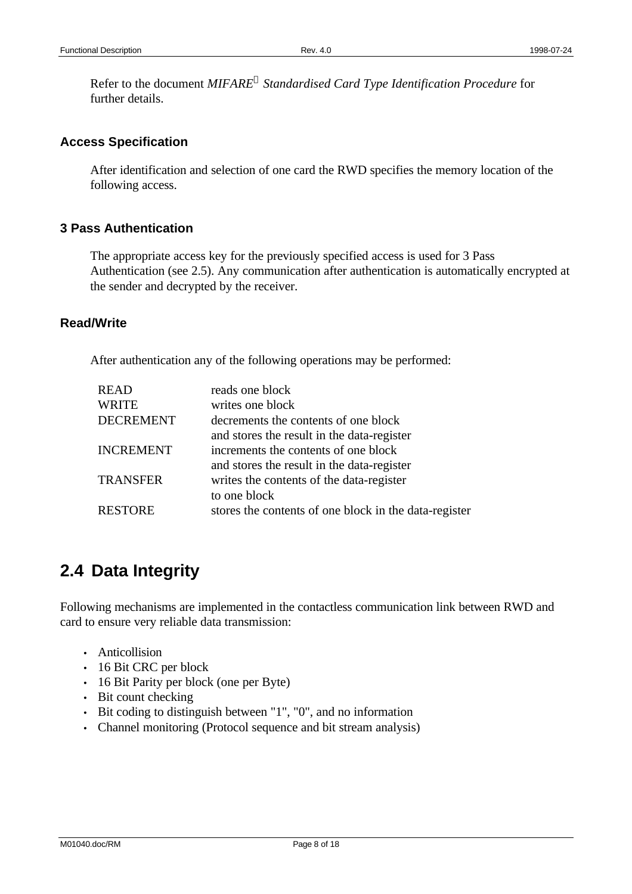Refer to the document *MIFARE® Standardised Card Type Identification Procedure* for further details.

### Access Specification

After identification and selection of one card the RWD specifies the memory location of the following access.

### 3 Pass Authentication

The appropriate access key for the previously specified access is used for 3 Pass Authentication (see 2.5). Any communication after authentication is automatically encrypted at the sender and decrypted by the receiver.

### Read/Write

After authentication any of the following operations may be performed:

| | |
|---|---|
| READ | reads one block |
| WRITE | writes one block |
| DECREMENT | decrements the contents of one block and stores the result in the data-register |
| INCREMENT | increments the contents of one block and stores the result in the data-register |
| TRANSFER | writes the contents of the data-register to one block |
| RESTORE | stores the contents of one block in the data-register |

## 2.4 Data Integrity

Following mechanisms are implemented in the contactless communication link between RWD and card to ensure very reliable data transmission:

- Anticollision
- 16 Bit CRC per block
- 16 Bit Parity per block (one per Byte)
- Bit count checking
- Bit coding to distinguish between "1", "0", and no information
- Channel monitoring (Protocol sequence and bit stream analysis)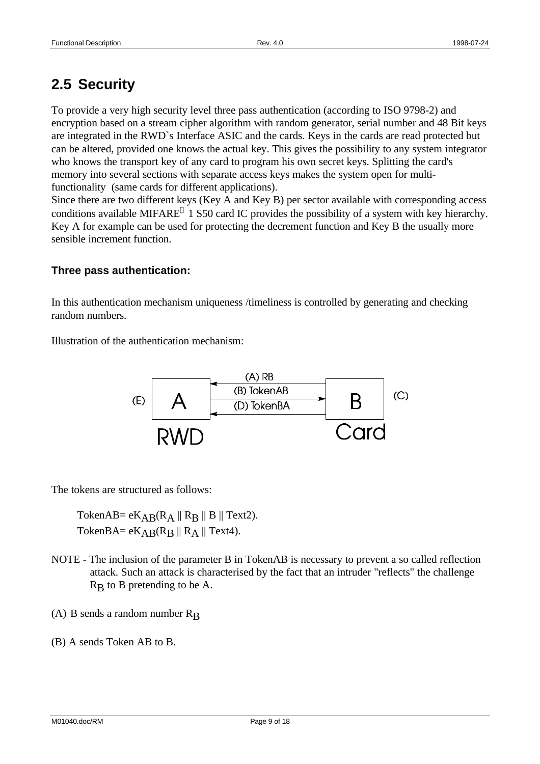## 2.5 Security

To provide a very high security level three pass authentication (according to ISO 9798-2) and encryption based on a stream cipher algorithm with random generator, serial number and 48 Bit keys are integrated in the RWD`s Interface ASIC and the cards. Keys in the cards are read protected but can be altered, provided one knows the actual key. This gives the possibility to any system integrator who knows the transport key of any card to program his own secret keys. Splitting the card's memory into several sections with separate access keys makes the system open for multi-functionality (same cards for different applications).
Since there are two different keys (Key A and Key B) per sector available with corresponding access conditions available MIFARE® 1 S50 card IC provides the possibility of a system with key hierarchy. Key A for example can be used for protecting the decrement function and Key B the usually more sensible increment function.

### Three pass authentication:

In this authentication mechanism uniqueness /timeliness is controlled by generating and checking random numbers.

Illustration of the authentication mechanism:

```
                  (A) RB
     +-----+  <-----------------  +-----+
(E)  |  A  |      (B) TokenAB     |  B  |  (C)
     |     |  ----------------->  |     |
     +-----+      (D) TokenBA     +-----+
              <-----------------
      RWD                          Card
```

The tokens are structured as follows:

TokenAB= $eK_{AB}(R_A \| R_B \| B \| \text{Text2})$.
TokenBA= $eK_{AB}(R_B \| R_A \| \text{Text4})$.

NOTE - The inclusion of the parameter B in TokenAB is necessary to prevent a so called reflection attack. Such an attack is characterised by the fact that an intruder "reflects" the challenge $R_B$ to B pretending to be A.

(A) B sends a random number $R_B$

(B) A sends Token AB to B.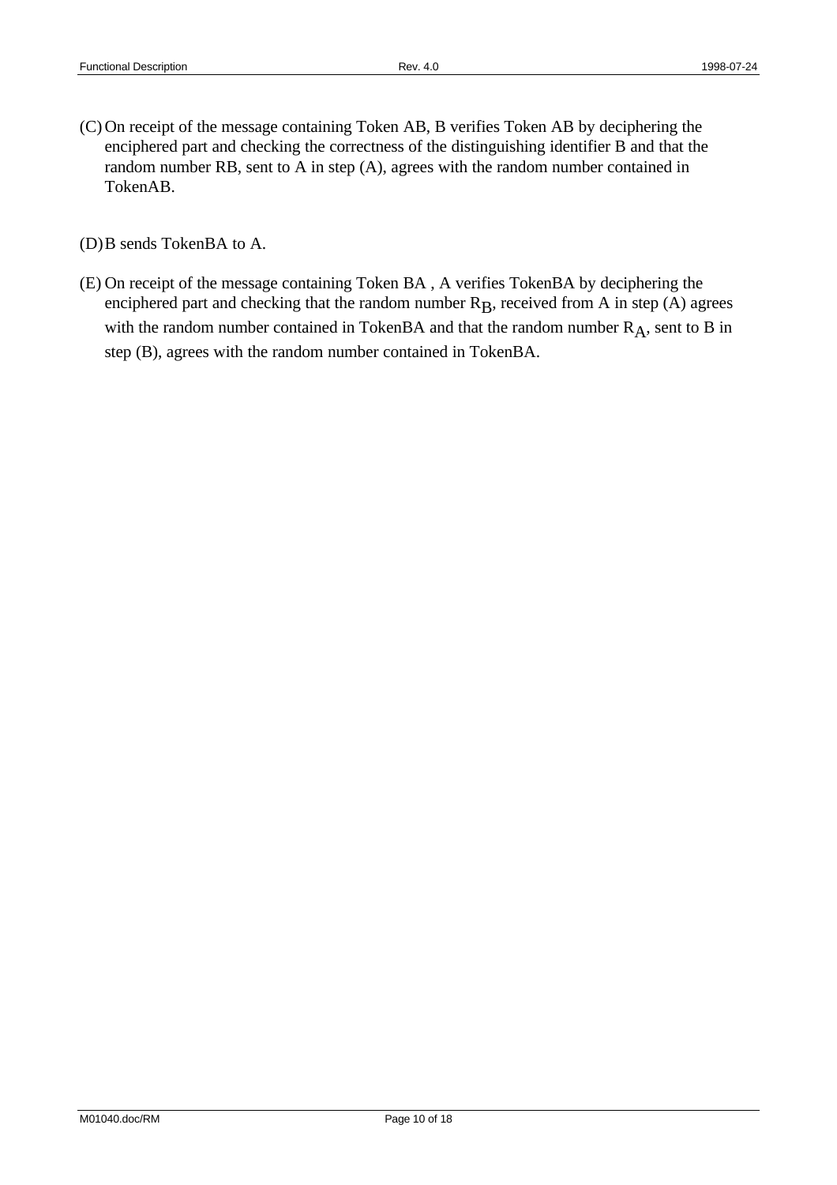(C) On receipt of the message containing Token AB, B verifies Token AB by deciphering the enciphered part and checking the correctness of the distinguishing identifier B and that the random number RB, sent to A in step (A), agrees with the random number contained in TokenAB.

(D) B sends TokenBA to A.

(E) On receipt of the message containing Token BA , A verifies TokenBA by deciphering the enciphered part and checking that the random number $R_B$, received from A in step (A) agrees with the random number contained in TokenBA and that the random number $R_A$, sent to B in step (B), agrees with the random number contained in TokenBA.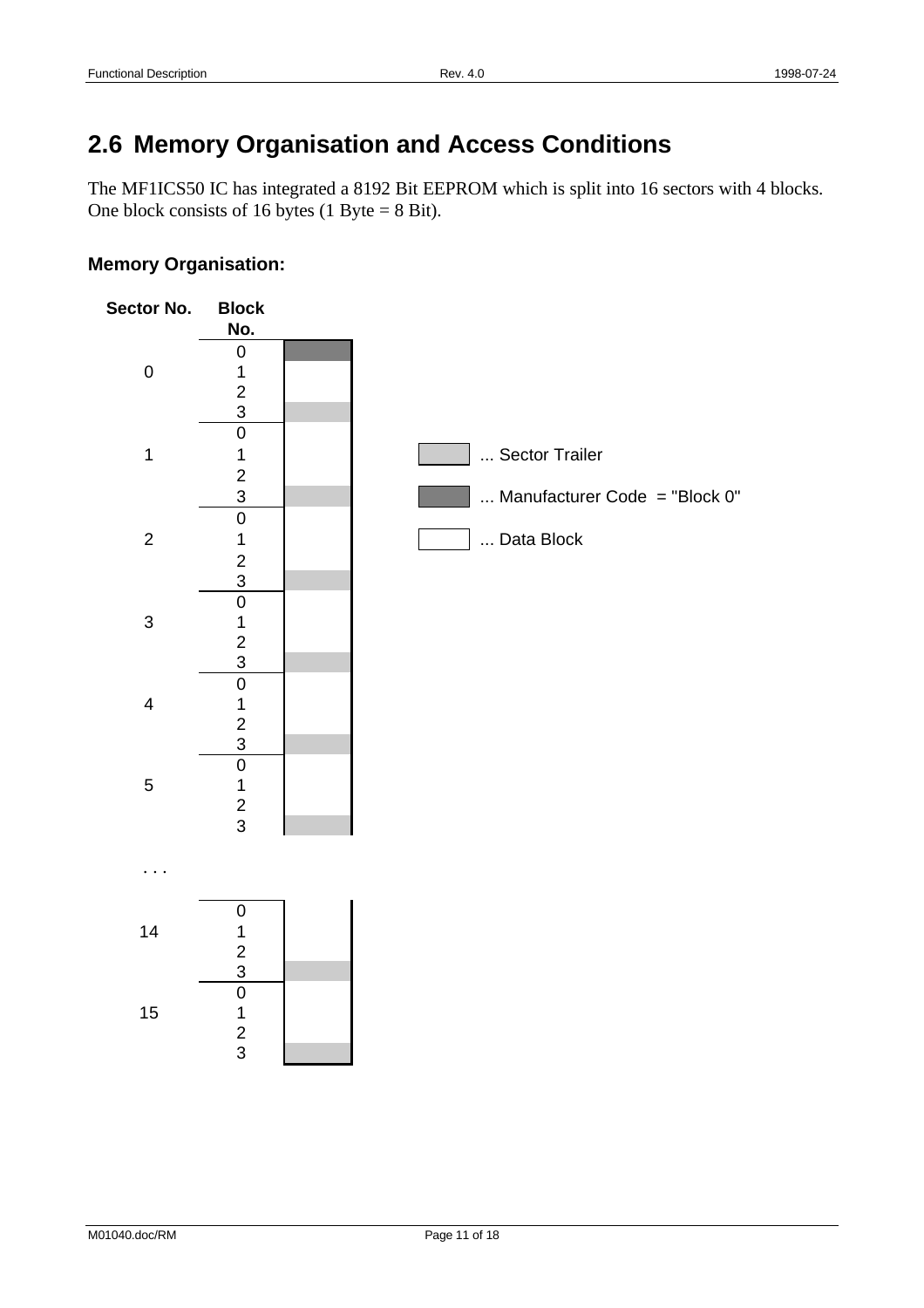## 2.6 Memory Organisation and Access Conditions

The MF1ICS50 IC has integrated a 8192 Bit EEPROM which is split into 16 sectors with 4 blocks. One block consists of 16 bytes (1 Byte = 8 Bit).

**Memory Organisation:**

| Sector No. | Block No. | |
|---|---|---|
| 0 | 0 | Manufacturer Code |
| | 1 | Data Block |
| | 2 | Data Block |
| | 3 | Sector Trailer |
| 1 | 0 | Data Block |
| | 1 | Data Block |
| | 2 | Data Block |
| | 3 | Sector Trailer |
| 2 | 0 | Data Block |
| | 1 | Data Block |
| | 2 | Data Block |
| | 3 | Sector Trailer |
| 3 | 0 | Data Block |
| | 1 | Data Block |
| | 2 | Data Block |
| | 3 | Sector Trailer |
| 4 | 0 | Data Block |
| | 1 | Data Block |
| | 2 | Data Block |
| | 3 | Sector Trailer |
| 5 | 0 | Data Block |
| | 1 | Data Block |
| | 2 | Data Block |
| | 3 | Sector Trailer |
| . . . | | |
| 14 | 0 | Data Block |
| | 1 | Data Block |
| | 2 | Data Block |
| | 3 | Sector Trailer |
| 15 | 0 | Data Block |
| | 1 | Data Block |
| | 2 | Data Block |
| | 3 | Sector Trailer |

Legend:

- ... Sector Trailer
- ... Manufacturer Code = "Block 0"
- ... Data Block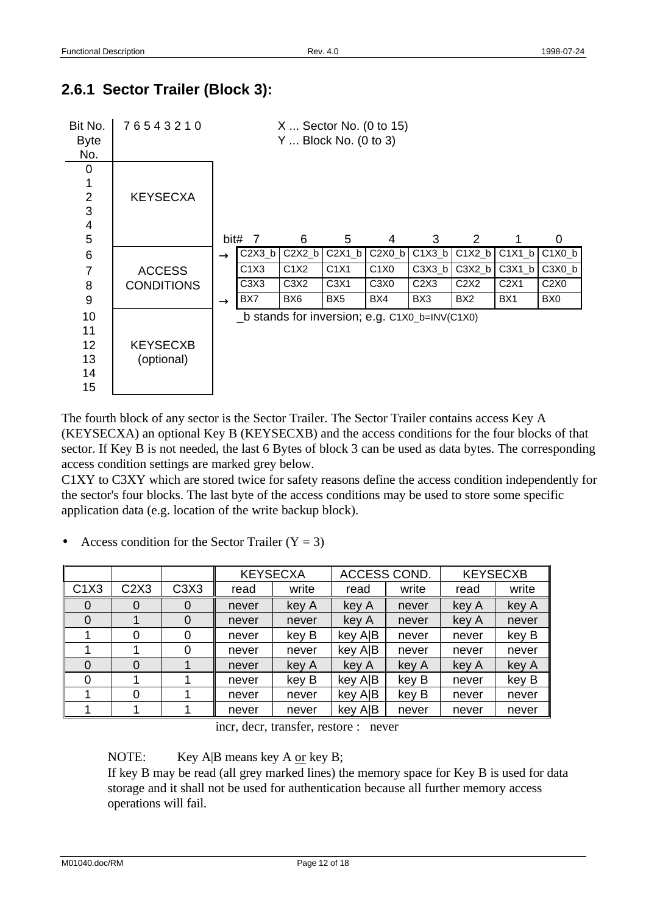## 2.6.1 Sector Trailer (Block 3):

X ... Sector No. (0 to 15)
Y ... Block No. (0 to 3)

| Byte No. | Bit No. 7 6 5 4 3 2 1 0 |
|---|---|
| 0–5 | KEYSECXA |
| 6–9 | ACCESS CONDITIONS |
| 10–15 | KEYSECXB (optional) |

| Byte | bit# 7 | 6 | 5 | 4 | 3 | 2 | 1 | 0 |
|---|---|---|---|---|---|---|---|---|
| 6 | C2X3_b | C2X2_b | C2X1_b | C2X0_b | C1X3_b | C1X2_b | C1X1_b | C1X0_b |
| 7 | C1X3 | C1X2 | C1X1 | C1X0 | C3X3_b | C3X2_b | C3X1_b | C3X0_b |
| 8 | C3X3 | C3X2 | C3X1 | C3X0 | C2X3 | C2X2 | C2X1 | C2X0 |
| 9 | BX7 | BX6 | BX5 | BX4 | BX3 | BX2 | BX1 | BX0 |

_b stands for inversion; e.g. C1X0_b=INV(C1X0)

The fourth block of any sector is the Sector Trailer. The Sector Trailer contains access Key A (KEYSECXA) an optional Key B (KEYSECXB) and the access conditions for the four blocks of that sector. If Key B is not needed, the last 6 Bytes of block 3 can be used as data bytes. The corresponding access condition settings are marked grey below.
C1XY to C3XY which are stored twice for safety reasons define the access condition independently for the sector's four blocks. The last byte of the access conditions may be used to store some specific application data (e.g. location of the write backup block).

- Access condition for the Sector Trailer (Y = 3)

| | | | KEYSECXA | | ACCESS COND. | | KEYSECXB | |
|---|---|---|---|---|---|---|---|---|
| C1X3 | C2X3 | C3X3 | read | write | read | write | read | write |
| 0 | 0 | 0 | never | key A | key A | never | key A | key A |
| 0 | 1 | 0 | never | never | key A | never | key A | never |
| 1 | 0 | 0 | never | key B | key A\|B | never | never | key B |
| 1 | 1 | 0 | never | never | key A\|B | never | never | never |
| 0 | 0 | 1 | never | key A | key A | key A | key A | key A |
| 0 | 1 | 1 | never | key B | key A\|B | key B | never | key B |
| 1 | 0 | 1 | never | never | key A\|B | key B | never | never |
| 1 | 1 | 1 | never | never | key A\|B | never | never | never |

incr, decr, transfer, restore : never

NOTE: Key A|B means key A <u>or</u> key B;
If key B may be read (all grey marked lines) the memory space for Key B is used for data storage and it shall not be used for authentication because all further memory access operations will fail.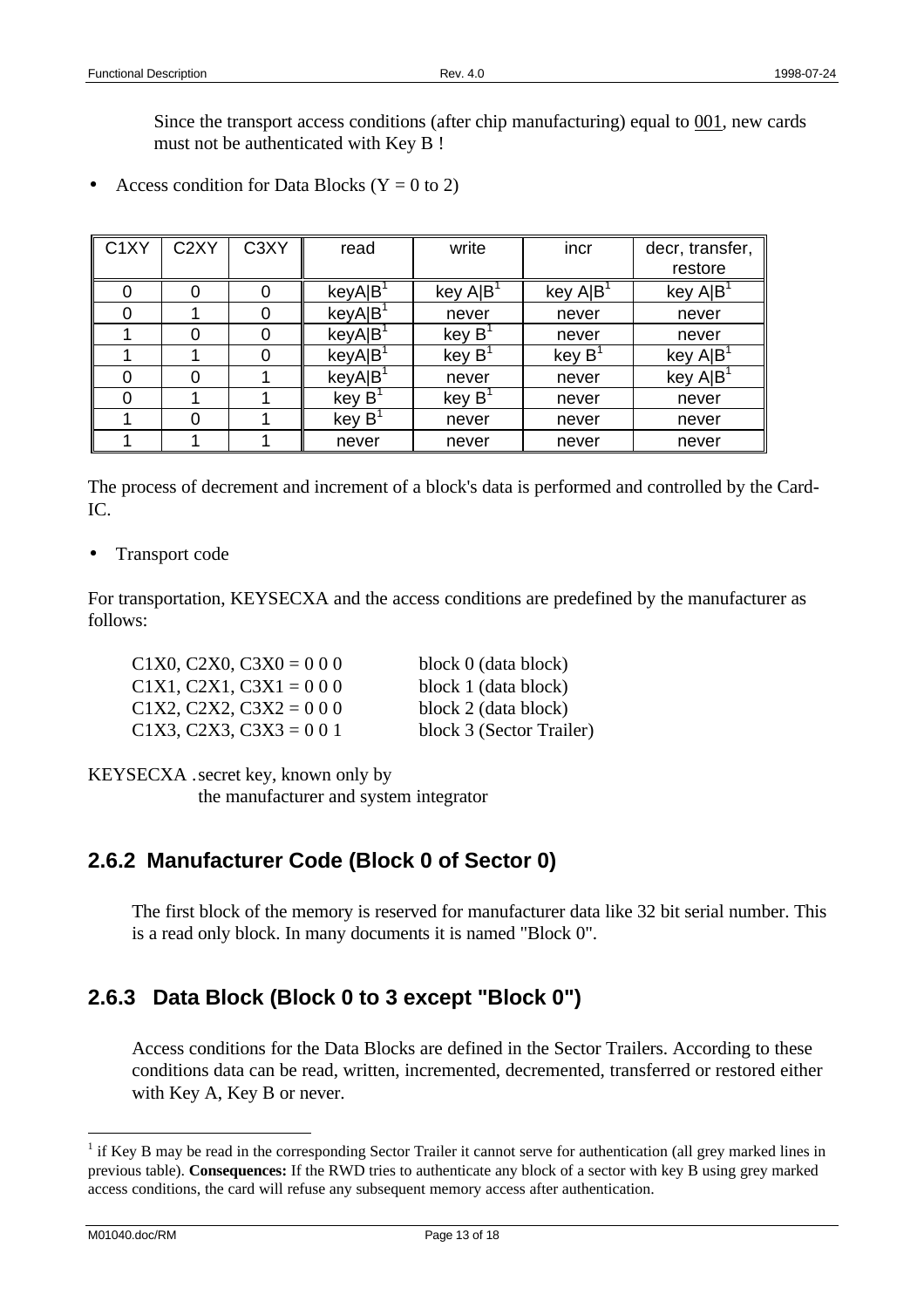Since the transport access conditions (after chip manufacturing) equal to 001, new cards must not be authenticated with Key B !

- Access condition for Data Blocks (Y = 0 to 2)

| C1XY | C2XY | C3XY | read | write | incr | decr, transfer, restore |
|---|---|---|---|---|---|---|
| 0 | 0 | 0 | keyA\|B[1] | key A\|B[1] | key A\|B[1] | key A\|B[1] |
| 0 | 1 | 0 | keyA\|B[1] | never | never | never |
| 1 | 0 | 0 | keyA\|B[1] | key B[1] | never | never |
| 1 | 1 | 0 | keyA\|B[1] | key B[1] | key B[1] | key A\|B[1] |
| 0 | 0 | 1 | keyA\|B[1] | never | never | key A\|B[1] |
| 0 | 1 | 1 | key B[1] | key B[1] | never | never |
| 1 | 0 | 1 | key B[1] | never | never | never |
| 1 | 1 | 1 | never | never | never | never |

The process of decrement and increment of a block's data is performed and controlled by the Card-IC.

- Transport code

For transportation, KEYSECXA and the access conditions are predefined by the manufacturer as follows:

| | |
|---|---|
| C1X0, C2X0, C3X0 = 0 0 0 | block 0 (data block) |
| C1X1, C2X1, C3X1 = 0 0 0 | block 1 (data block) |
| C1X2, C2X2, C3X2 = 0 0 0 | block 2 (data block) |
| C1X3, C2X3, C3X3 = 0 0 1 | block 3 (Sector Trailer) |

KEYSECXA . secret key, known only by
the manufacturer and system integrator

## 2.6.2 Manufacturer Code (Block 0 of Sector 0)

The first block of the memory is reserved for manufacturer data like 32 bit serial number. This is a read only block. In many documents it is named "Block 0".

## 2.6.3 Data Block (Block 0 to 3 except "Block 0")

Access conditions for the Data Blocks are defined in the Sector Trailers. According to these conditions data can be read, written, incremented, decremented, transferred or restored either with Key A, Key B or never.

[1] if Key B may be read in the corresponding Sector Trailer it cannot serve for authentication (all grey marked lines in previous table). **Consequences:** If the RWD tries to authenticate any block of a sector with key B using grey marked access conditions, the card will refuse any subsequent memory access after authentication.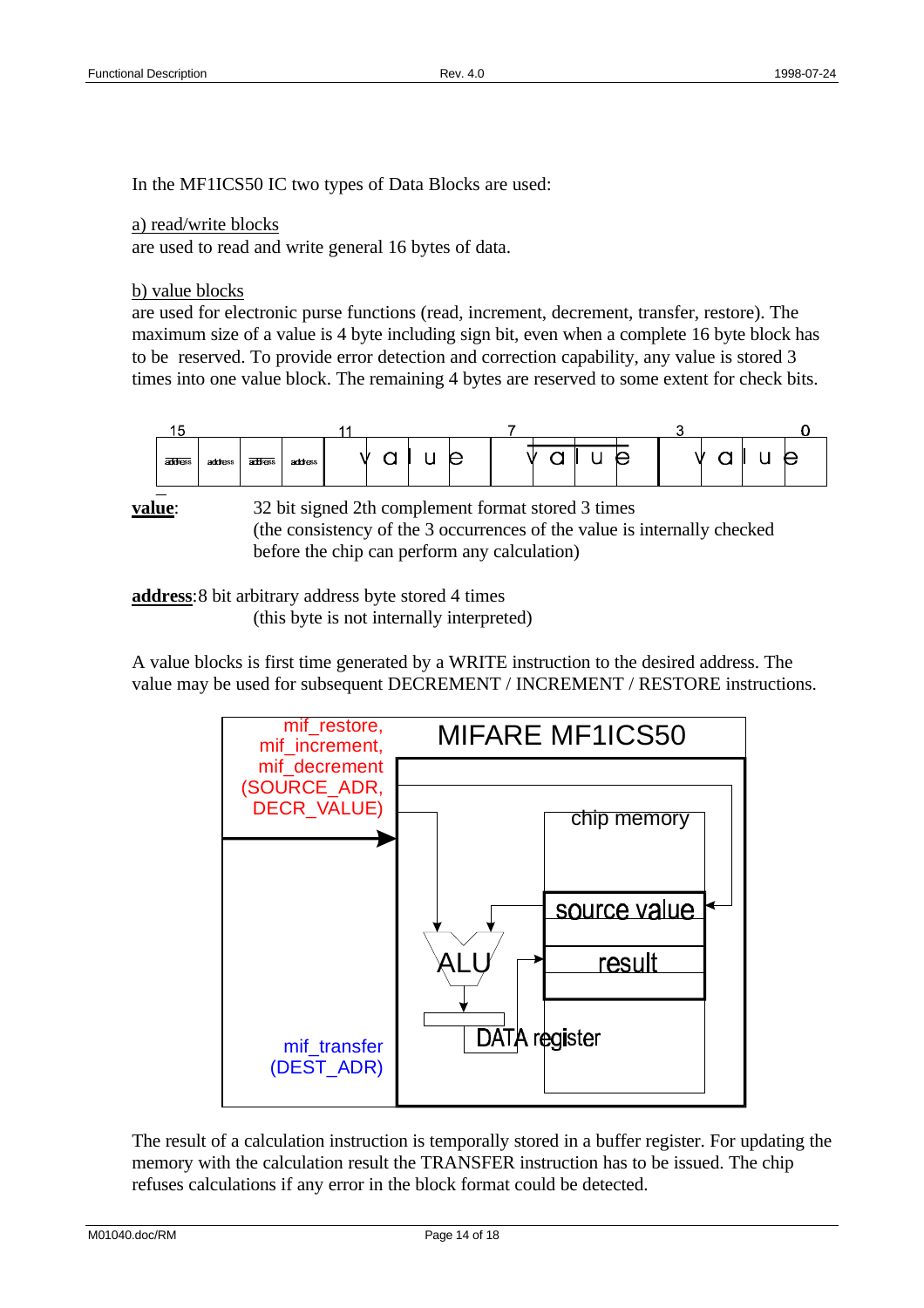In the MF1ICS50 IC two types of Data Blocks are used:

a) read/write blocks
are used to read and write general 16 bytes of data.

b) value blocks
are used for electronic purse functions (read, increment, decrement, transfer, restore). The maximum size of a value is 4 byte including sign bit, even when a complete 16 byte block has to be reserved. To provide error detection and correction capability, any value is stored 3 times into one value block. The remaining 4 bytes are reserved to some extent for check bits.

| 15 | | | | 11 | 7 | 3 0 |
|---|---|---|---|---|---|---|
| address | address | address | address | value | value | value |

**value**: 32 bit signed 2th complement format stored 3 times (the consistency of the 3 occurrences of the value is internally checked before the chip can perform any calculation)

**address**: 8 bit arbitrary address byte stored 4 times (this byte is not internally interpreted)

A value blocks is first time generated by a WRITE instruction to the desired address. The value may be used for subsequent DECREMENT / INCREMENT / RESTORE instructions.

mif_restore, mif_increment, mif_decrement (SOURCE_ADR, DECR_VALUE)

MIFARE MF1ICS50

chip memory

source value

result

ALU

DATA register

mif_transfer (DEST_ADR)

The result of a calculation instruction is temporally stored in a buffer register. For updating the memory with the calculation result the TRANSFER instruction has to be issued. The chip refuses calculations if any error in the block format could be detected.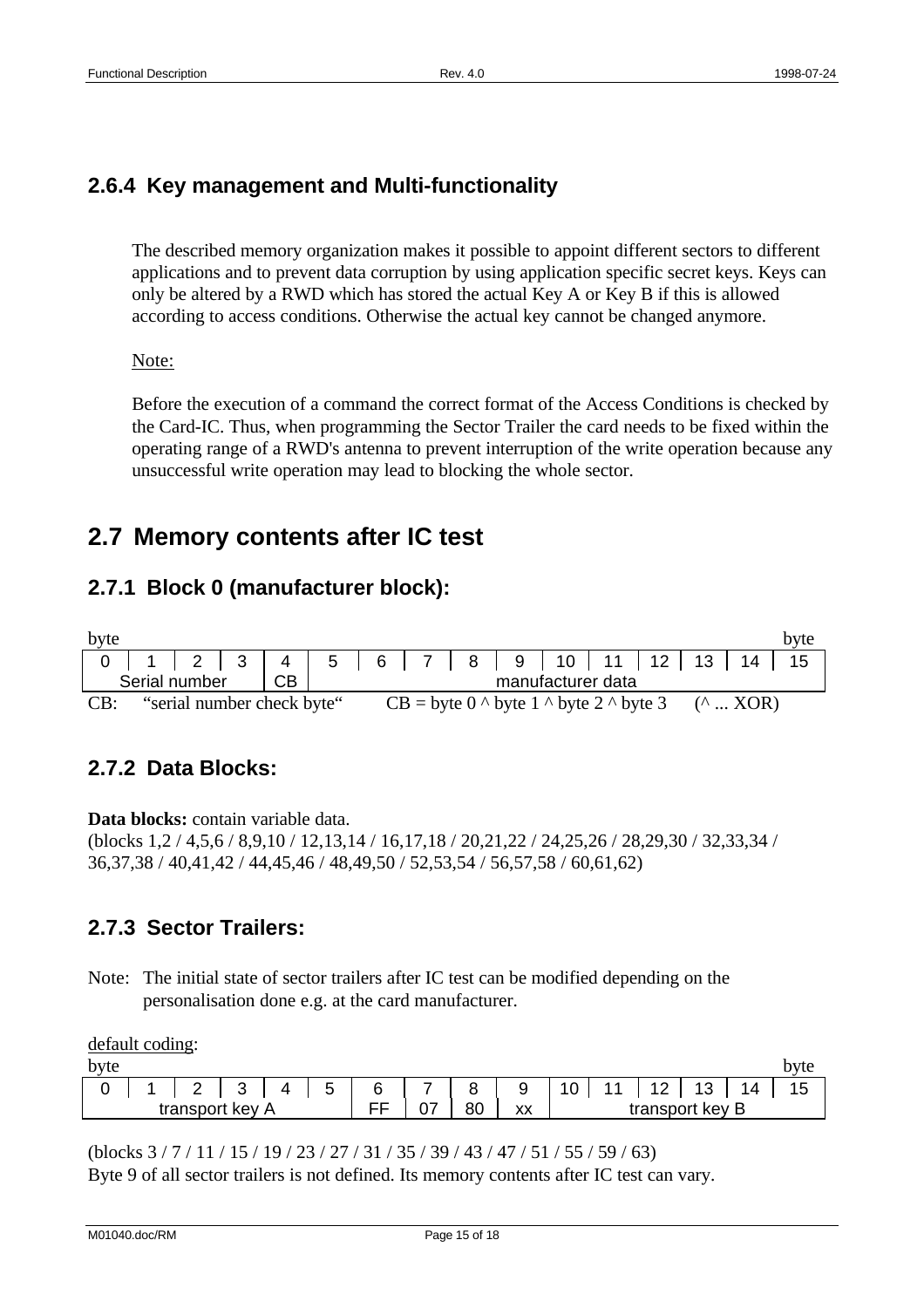### 2.6.4 Key management and Multi-functionality

The described memory organization makes it possible to appoint different sectors to different applications and to prevent data corruption by using application specific secret keys. Keys can only be altered by a RWD which has stored the actual Key A or Key B if this is allowed according to access conditions. Otherwise the actual key cannot be changed anymore.

Note:

Before the execution of a command the correct format of the Access Conditions is checked by the Card-IC. Thus, when programming the Sector Trailer the card needs to be fixed within the operating range of a RWD's antenna to prevent interruption of the write operation because any unsuccessful write operation may lead to blocking the whole sector.

## 2.7 Memory contents after IC test

### 2.7.1 Block 0 (manufacturer block):

| 0 | 1 | 2 | 3 | 4 | 5 | 6 | 7 | 8 | 9 | 10 | 11 | 12 | 13 | 14 | 15 |
|---|---|---|---|---|---|---|---|---|---|---|---|---|---|---|---|
| Serial number | | | | CB | manufacturer data | | | | | | | | | | |

CB: "serial number check byte" CB = byte 0 ^ byte 1 ^ byte 2 ^ byte 3 (^ ... XOR)

### 2.7.2 Data Blocks:

**Data blocks:** contain variable data.
(blocks 1,2 / 4,5,6 / 8,9,10 / 12,13,14 / 16,17,18 / 20,21,22 / 24,25,26 / 28,29,30 / 32,33,34 / 36,37,38 / 40,41,42 / 44,45,46 / 48,49,50 / 52,53,54 / 56,57,58 / 60,61,62)

### 2.7.3 Sector Trailers:

Note: The initial state of sector trailers after IC test can be modified depending on the personalisation done e.g. at the card manufacturer.

default coding:

| 0 | 1 | 2 | 3 | 4 | 5 | 6 | 7 | 8 | 9 | 10 | 11 | 12 | 13 | 14 | 15 |
|---|---|---|---|---|---|---|---|---|---|---|---|---|---|---|---|
| transport key A | | | | | | FF | 07 | 80 | xx | transport key B | | | | | |

(blocks 3 / 7 / 11 / 15 / 19 / 23 / 27 / 31 / 35 / 39 / 43 / 47 / 51 / 55 / 59 / 63)
Byte 9 of all sector trailers is not defined. Its memory contents after IC test can vary.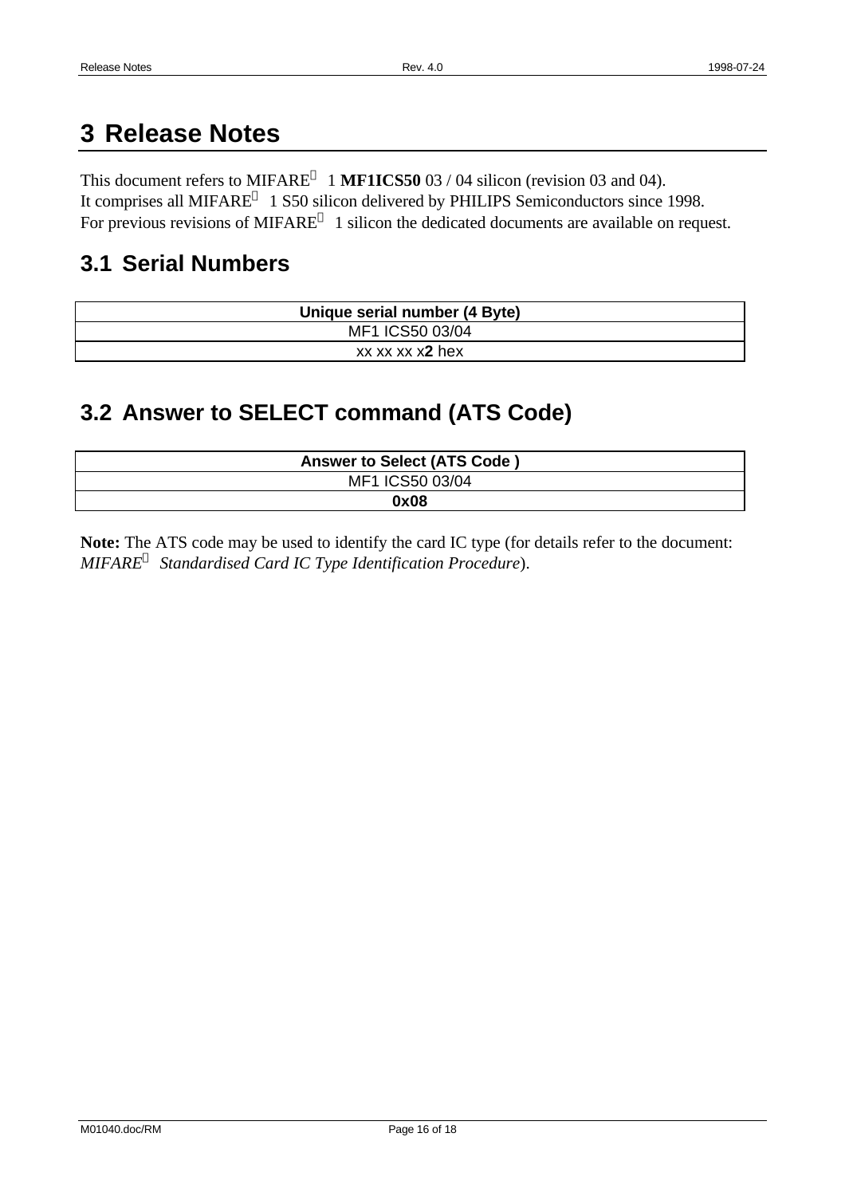# 3 Release Notes

This document refers to MIFARE® 1 **MF1ICS50** 03 / 04 silicon (revision 03 and 04).
It comprises all MIFARE® 1 S50 silicon delivered by PHILIPS Semiconductors since 1998.
For previous revisions of MIFARE® 1 silicon the dedicated documents are available on request.

## 3.1 Serial Numbers

| **Unique serial number (4 Byte)** |
| --- |
| MF1 ICS50 03/04 |
| xx xx xx x**2** hex |

## 3.2 Answer to SELECT command (ATS Code)

| **Answer to Select (ATS Code )** |
| --- |
| MF1 ICS50 03/04 |
| **0x08** |

**Note:** The ATS code may be used to identify the card IC type (for details refer to the document: *MIFARE® Standardised Card IC Type Identification Procedure*).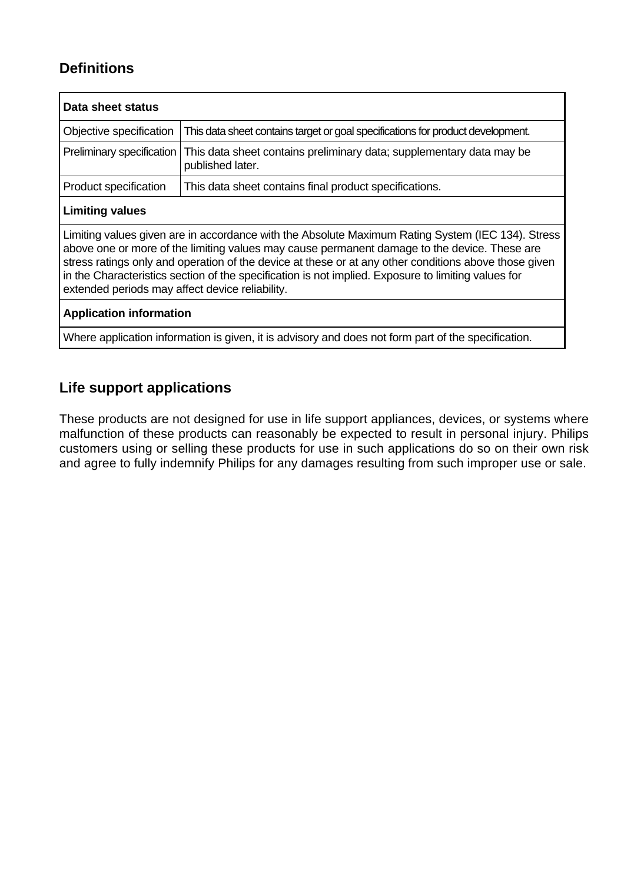## Definitions

| Data sheet status | |
|---|---|
| Objective specification | This data sheet contains target or goal specifications for product development. |
| Preliminary specification | This data sheet contains preliminary data; supplementary data may be published later. |
| Product specification | This data sheet contains final product specifications. |
| **Limiting values** | |
| Limiting values given are in accordance with the Absolute Maximum Rating System (IEC 134). Stress above one or more of the limiting values may cause permanent damage to the device. These are stress ratings only and operation of the device at these or at any other conditions above those given in the Characteristics section of the specification is not implied. Exposure to limiting values for extended periods may affect device reliability. | |
| **Application information** | |
| Where application information is given, it is advisory and does not form part of the specification. | |

## Life support applications

These products are not designed for use in life support appliances, devices, or systems where malfunction of these products can reasonably be expected to result in personal injury. Philips customers using or selling these products for use in such applications do so on their own risk and agree to fully indemnify Philips for any damages resulting from such improper use or sale.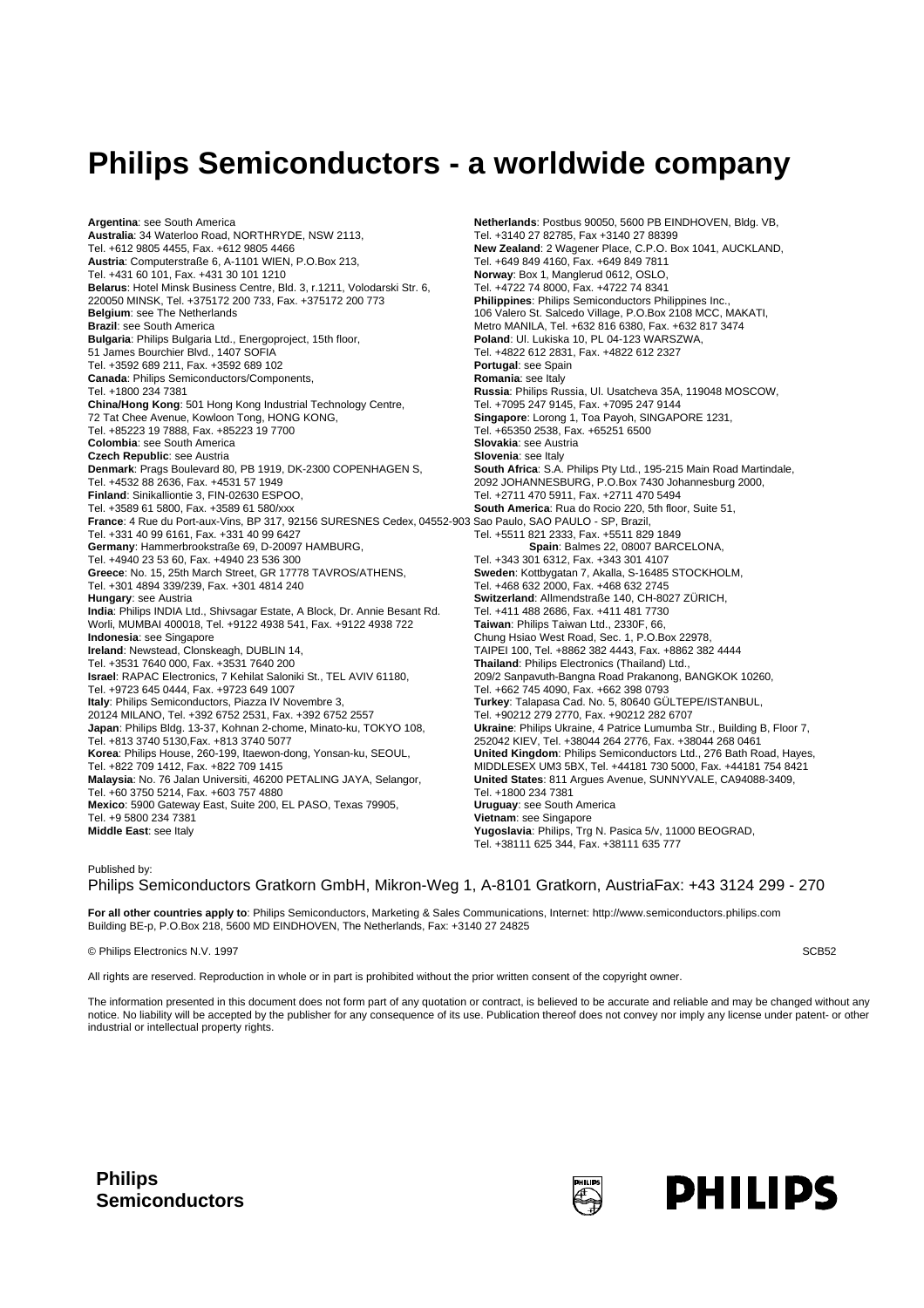# Philips Semiconductors - a worldwide company

**Argentina**: see South America
**Australia**: 34 Waterloo Road, NORTHRYDE, NSW 2113, Tel. +612 9805 4455, Fax. +612 9805 4466
**Austria**: Computerstraße 6, A-1101 WIEN, P.O.Box 213, Tel. +431 60 101, Fax. +431 30 101 1210
**Belarus**: Hotel Minsk Business Centre, Bld. 3, r.1211, Volodarski Str. 6, 220050 MINSK, Tel. +375172 200 733, Fax. +375172 200 773
**Belgium**: see The Netherlands
**Brazil**: see South America
**Bulgaria**: Philips Bulgaria Ltd., Energoproject, 15th floor, 51 James Bourchier Blvd., 1407 SOFIA Tel. +3592 689 211, Fax. +3592 689 102
**Canada**: Philips Semiconductors/Components, Tel. +1800 234 7381
**China/Hong Kong**: 501 Hong Kong Industrial Technology Centre, 72 Tat Chee Avenue, Kowloon Tong, HONG KONG, Tel. +85223 19 7888, Fax. +85223 19 7700
**Colombia**: see South America
**Czech Republic**: see Austria
**Denmark**: Prags Boulevard 80, PB 1919, DK-2300 COPENHAGEN S, Tel. +4532 88 2636, Fax. +4531 57 1949
**Finland**: Sinikalliontie 3, FIN-02630 ESPOO, Tel. +3589 61 5800, Fax. +3589 61 580/xxx
**France**: 4 Rue du Port-aux-Vins, BP 317, 92156 SURESNES Cedex, Tel. +331 40 99 6161, Fax. +331 40 99 6427
**Germany**: Hammerbrookstraße 69, D-20097 HAMBURG, Tel. +4940 23 53 60, Fax. +4940 23 536 300
**Greece**: No. 15, 25th March Street, GR 17778 TAVROS/ATHENS, Tel. +301 4894 339/239, Fax. +301 4814 240
**Hungary**: see Austria
**India**: Philips INDIA Ltd., Shivsagar Estate, A Block, Dr. Annie Besant Rd. Worli, MUMBAI 400018, Tel. +9122 4938 541, Fax. +9122 4938 722
**Indonesia**: see Singapore
**Ireland**: Newstead, Clonskeagh, DUBLIN 14, Tel. +3531 7640 000, Fax. +3531 7640 200
**Israel**: RAPAC Electronics, 7 Kehilat Saloniki St., TEL AVIV 61180, Tel. +9723 645 0444, Fax. +9723 649 1007
**Italy**: Philips Semiconductors, Piazza IV Novembre 3, 20124 MILANO, Tel. +392 6752 2531, Fax. +392 6752 2557
**Japan**: Philips Bldg. 13-37, Kohnan 2-chome, Minato-ku, TOKYO 108, Tel. +813 3740 5130,Fax. +813 3740 5077
**Korea**: Philips House, 260-199, Itaewon-dong, Yonsan-ku, SEOUL, Tel. +822 709 1412, Fax. +822 709 1415
**Malaysia**: No. 76 Jalan Universiti, 46200 PETALING JAYA, Selangor, Tel. +60 3750 5214, Fax. +603 757 4880
**Mexico**: 5900 Gateway East, Suite 200, EL PASO, Texas 79905, Tel. +9 5800 234 7381
**Middle East**: see Italy
**Netherlands**: Postbus 90050, 5600 PB EINDHOVEN, Bldg. VB, Tel. +3140 27 82785, Fax +3140 27 88399
**New Zealand**: 2 Wagener Place, C.P.O. Box 1041, AUCKLAND, Tel. +649 849 4160, Fax. +649 849 7811
**Norway**: Box 1, Manglerud 0612, OSLO, Tel. +4722 74 8000, Fax. +4722 74 8341
**Philippines**: Philips Semiconductors Philippines Inc., 106 Valero St. Salcedo Village, P.O.Box 2108 MCC, MAKATI, Metro MANILA, Tel. +632 816 6380, Fax. +632 817 3474
**Poland**: Ul. Lukiska 10, PL 04-123 WARSZWA, Tel. +4822 612 2831, Fax. +4822 612 2327
**Portugal**: see Spain
**Romania**: see Italy
**Russia**: Philips Russia, Ul. Usatcheva 35A, 119048 MOSCOW, Tel. +7095 247 9145, Fax. +7095 247 9144
**Singapore**: Lorong 1, Toa Payoh, SINGAPORE 1231, Tel. +65350 2538, Fax. +65251 6500
**Slovakia**: see Austria
**Slovenia**: see Italy
**South Africa**: S.A. Philips Pty Ltd., 195-215 Main Road Martindale, 2092 JOHANNESBURG, P.O.Box 7430 Johannesburg 2000, Tel. +2711 470 5911, Fax. +2711 470 5494
**South America**: Rua do Rocio 220, 5th floor, Suite 51, 04552-903 Sao Paulo, SAO PAULO - SP, Brazil, Tel. +5511 821 2333, Fax. +5511 829 1849
**Spain**: Balmes 22, 08007 BARCELONA, Tel. +343 301 6312, Fax. +343 301 4107
**Sweden**: Kottbygatan 7, Akalla, S-16485 STOCKHOLM, Tel. +468 632 2000, Fax. +468 632 2745
**Switzerland**: Allmendstraße 140, CH-8027 ZÜRICH, Tel. +411 488 2686, Fax. +411 481 7730
**Taiwan**: Philips Taiwan Ltd., 2330F, 66, Chung Hsiao West Road, Sec. 1, P.O.Box 22978, TAIPEI 100, Tel. +8862 382 4443, Fax. +8862 382 4444
**Thailand**: Philips Electronics (Thailand) Ltd., 209/2 Sanpavuth-Bangna Road Prakanong, BANGKOK 10260, Tel. +662 745 4090, Fax. +662 398 0793
**Turkey**: Talapasa Cad. No. 5, 80640 GÜLTEPE/ISTANBUL, Tel. +90212 279 2770, Fax. +90212 282 6707
**Ukraine**: Philips Ukraine, 4 Patrice Lumumba Str., Building B, Floor 7, 252042 KIEV, Tel. +38044 264 2776, Fax. +38044 268 0461
**United Kingdom**: Philips Semiconductors Ltd., 276 Bath Road, Hayes, MIDDLESEX UM3 5BX, Tel. +44181 730 5000, Fax. +44181 754 8421
**United States**: 811 Argues Avenue, SUNNYVALE, CA94088-3409, Tel. +1800 234 7381
**Uruguay**: see South America
**Vietnam**: see Singapore
**Yugoslavia**: Philips, Trg N. Pasica 5/v, 11000 BEOGRAD, Tel. +38111 625 344, Fax. +38111 635 777

Published by:
Philips Semiconductors Gratkorn GmbH, Mikron-Weg 1, A-8101 Gratkorn, AustriaFax: +43 3124 299 - 270

**For all other countries apply to**: Philips Semiconductors, Marketing & Sales Communications, Internet: http://www.semiconductors.philips.com Building BE-p, P.O.Box 218, 5600 MD EINDHOVEN, The Netherlands, Fax: +3140 27 24825

© Philips Electronics N.V. 1997

SCB52

All rights are reserved. Reproduction in whole or in part is prohibited without the prior written consent of the copyright owner.

The information presented in this document does not form part of any quotation or contract, is believed to be accurate and reliable and may be changed without any notice. No liability will be accepted by the publisher for any consequence of its use. Publication thereof does not convey nor imply any license under patent- or other industrial or intellectual property rights.

**Philips Semiconductors**

PHILIPS